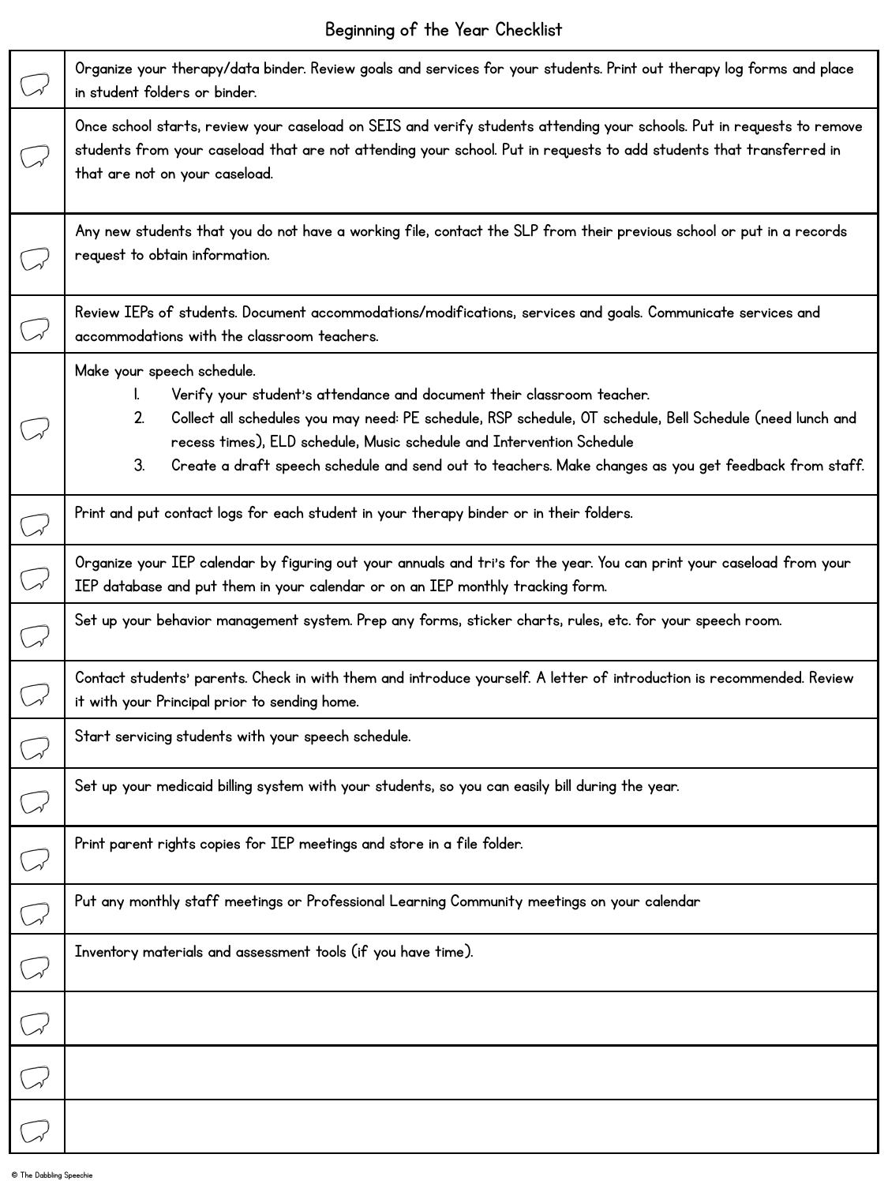# Beginning of the Year Checklist

| | |
|---|---|
| ☐ | Organize your therapy/data binder. Review goals and services for your students. Print out therapy log forms and place in student folders or binder. |
| ☐ | Once school starts, review your caseload on SEIS and verify students attending your schools. Put in requests to remove students from your caseload that are not attending your school. Put in requests to add students that transferred in that are not on your caseload. |
| ☐ | Any new students that you do not have a working file, contact the SLP from their previous school or put in a records request to obtain information. |
| ☐ | Review IEPs of students. Document accommodations/modifications, services and goals. Communicate services and accommodations with the classroom teachers. |
| ☐ | Make your speech schedule.<br>1. Verify your student's attendance and document their classroom teacher.<br>2. Collect all schedules you may need: PE schedule, RSP schedule, OT schedule, Bell Schedule (need lunch and recess times), ELD schedule, Music schedule and Intervention Schedule<br>3. Create a draft speech schedule and send out to teachers. Make changes as you get feedback from staff. |
| ☐ | Print and put contact logs for each student in your therapy binder or in their folders. |
| ☐ | Organize your IEP calendar by figuring out your annuals and tri's for the year. You can print your caseload from your IEP database and put them in your calendar or on an IEP monthly tracking form. |
| ☐ | Set up your behavior management system. Prep any forms, sticker charts, rules, etc. for your speech room. |
| ☐ | Contact students' parents. Check in with them and introduce yourself. A letter of introduction is recommended. Review it with your Principal prior to sending home. |
| ☐ | Start servicing students with your speech schedule. |
| ☐ | Set up your medicaid billing system with your students, so you can easily bill during the year. |
| ☐ | Print parent rights copies for IEP meetings and store in a file folder. |
| ☐ | Put any monthly staff meetings or Professional Learning Community meetings on your calendar |
| ☐ | Inventory materials and assessment tools (if you have time). |
| ☐ | |
| ☐ | |
| ☐ | |

© The Dabbling Speechie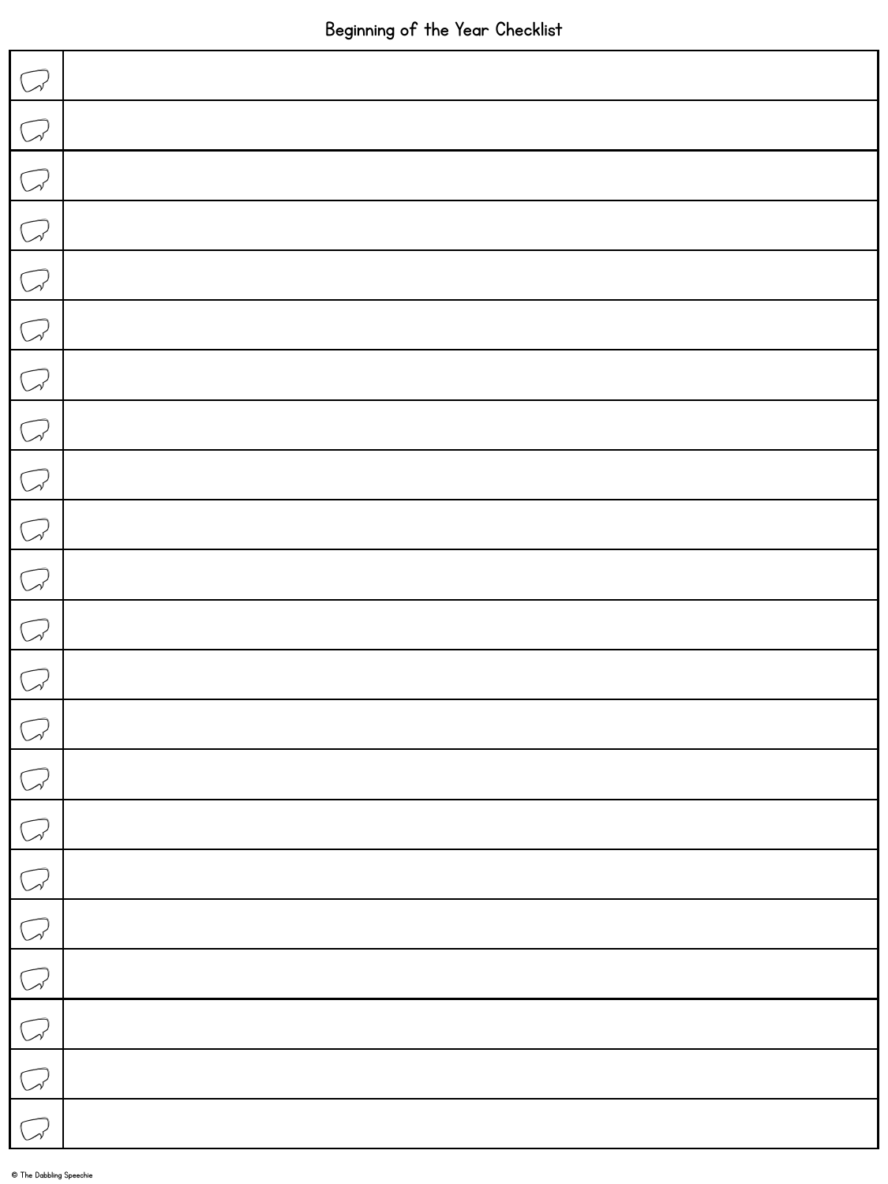# Beginning of the Year Checklist

| | |
|---|---|
| | |
| | |
| | |
| | |
| | |
| | |
| | |
| | |
| | |
| | |
| | |
| | |
| | |
| | |
| | |
| | |
| | |
| | |
| | |
| | |
| | |
| | |

© The Dabbling Speechie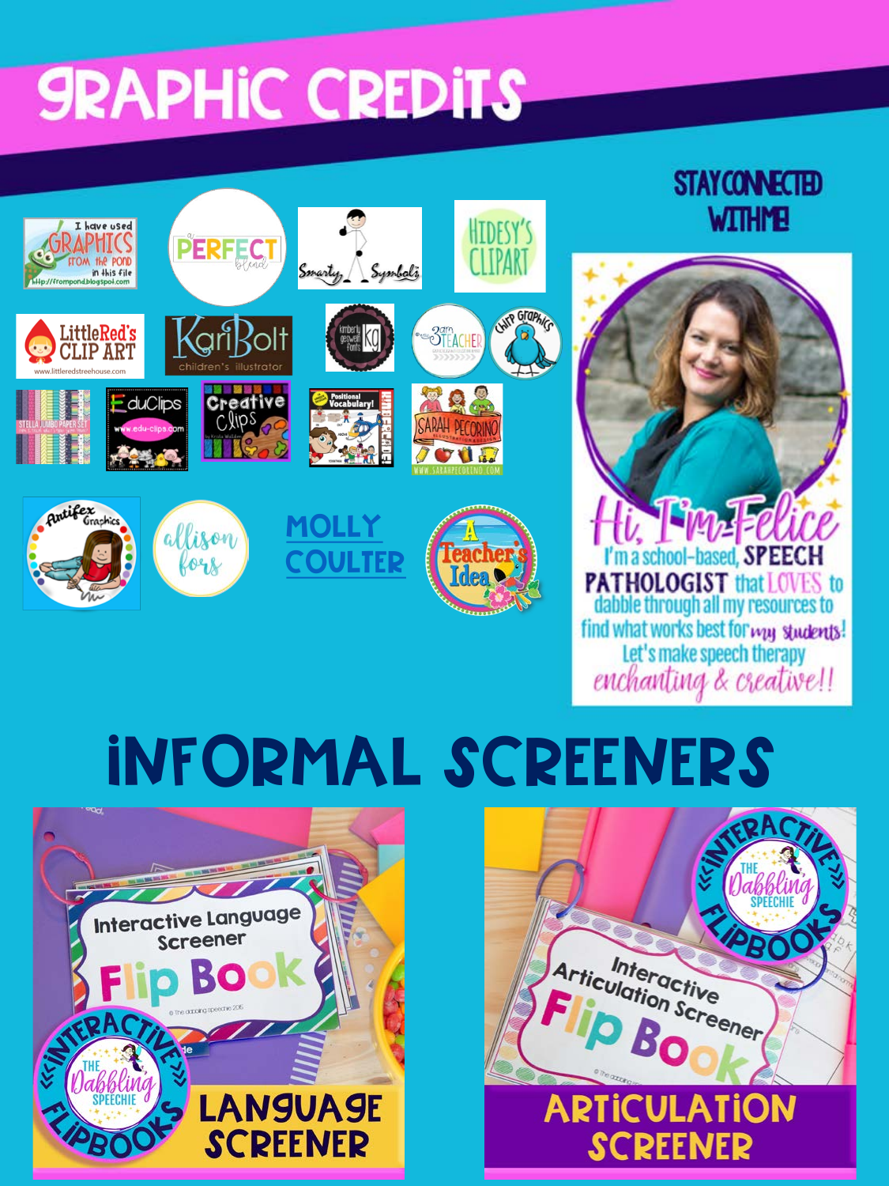# GRAPHIC CREDITS

I have used GRAPHICS from the Pond in this file http://frompond.blogspot.com

a PERFECT blend

Smarty Symbols

HIDESY'S CLIPART

LittleRed's CLIP ART www.littleredstreehouse.com

KariBolt children's illustrator

kimberly geswein fonts KG

3am TEACHER

CHIRP GRAPHICS

STELLA JUMBO PAPER SET

EduClips www.edu-clips.com

Creative Clips

Positional Vocabulary!

SARAH PECORINO WWW.SARAHPECORINO.COM

Artifex Graphics

allison fors

MOLLY COULTER

A Teacher's Idea

## STAY CONNECTED WITH ME!

Hi, I'm Felice

I'm a school-based, SPEECH PATHOLOGIST that LOVES to dabble through all my resources to find what works best for my students! Let's make speech therapy enchanting & creative!!

# INFORMAL SCREENERS

Interactive Language Screener Flip Book

INTERACTIVE FLIPBOOKS – THE Dabbling SPEECHIE

LANGUAGE SCREENER

Interactive Articulation Screener Flip Book

INTERACTIVE FLIPBOOKS – THE Dabbling SPEECHIE

ARTICULATION SCREENER